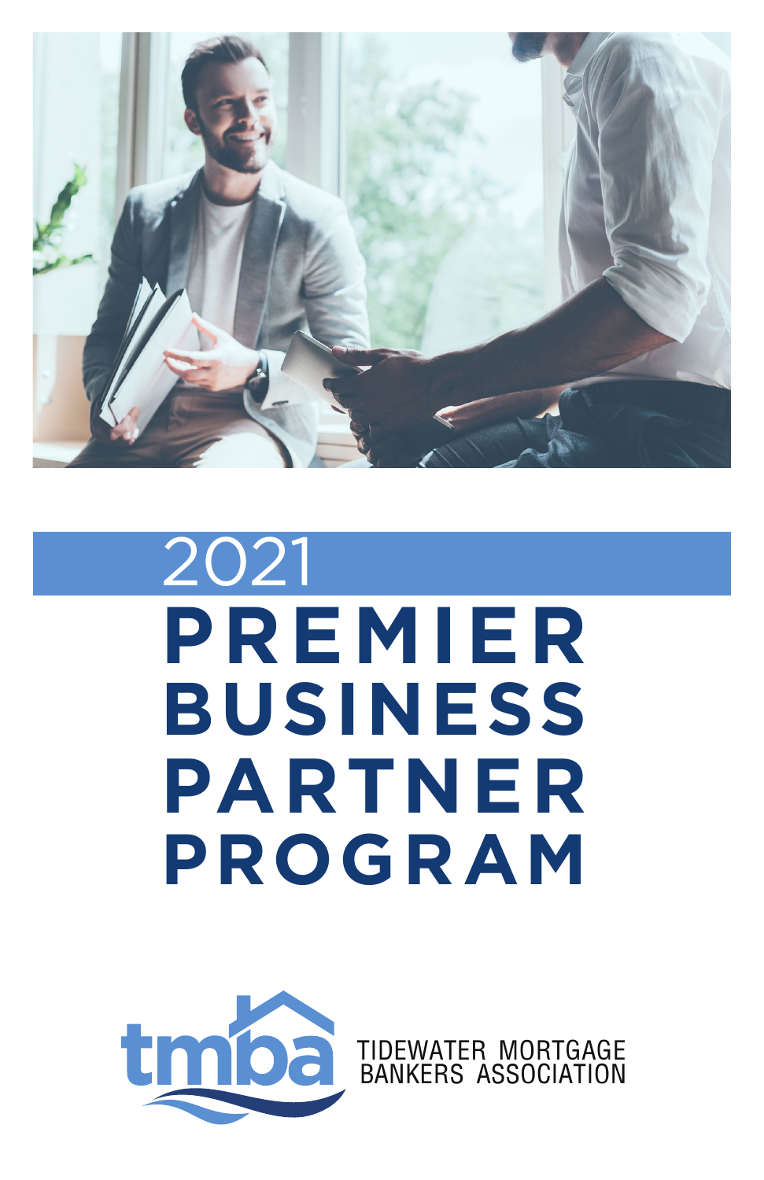# 2021 PREMIER BUSINESS PARTNER PROGRAM

tmba

TIDEWATER MORTGAGE BANKERS ASSOCIATION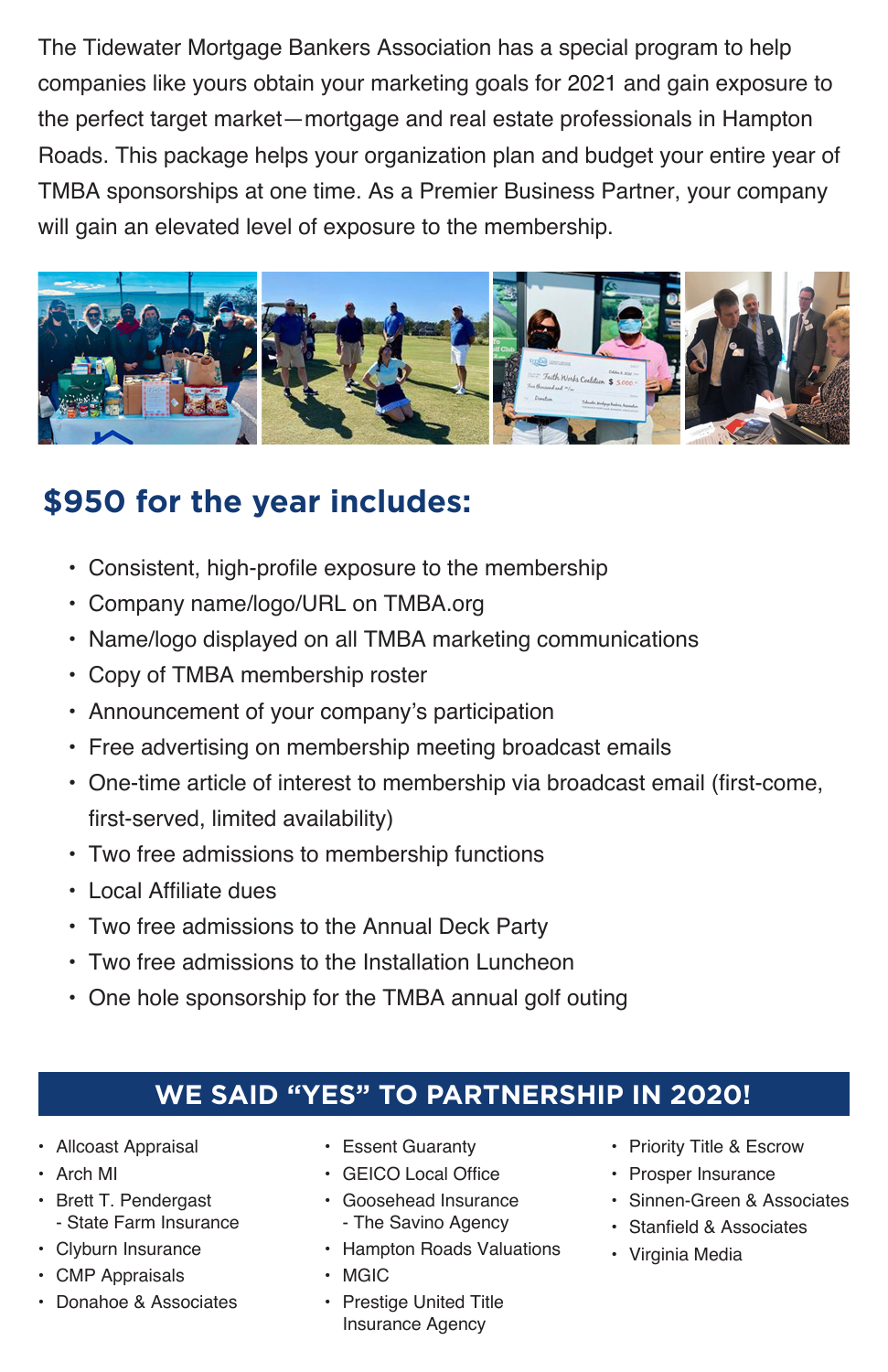The Tidewater Mortgage Bankers Association has a special program to help companies like yours obtain your marketing goals for 2021 and gain exposure to the perfect target market—mortgage and real estate professionals in Hampton Roads. This package helps your organization plan and budget your entire year of TMBA sponsorships at one time. As a Premier Business Partner, your company will gain an elevated level of exposure to the membership.

## $950 for the year includes:

- Consistent, high-profile exposure to the membership
- Company name/logo/URL on TMBA.org
- Name/logo displayed on all TMBA marketing communications
- Copy of TMBA membership roster
- Announcement of your company's participation
- Free advertising on membership meeting broadcast emails
- One-time article of interest to membership via broadcast email (first-come, first-served, limited availability)
- Two free admissions to membership functions
- Local Affiliate dues
- Two free admissions to the Annual Deck Party
- Two free admissions to the Installation Luncheon
- One hole sponsorship for the TMBA annual golf outing

## WE SAID "YES" TO PARTNERSHIP IN 2020!

- Allcoast Appraisal
- Arch MI
- Brett T. Pendergast - State Farm Insurance
- Clyburn Insurance
- CMP Appraisals
- Donahoe & Associates
- Essent Guaranty
- GEICO Local Office
- Goosehead Insurance - The Savino Agency
- Hampton Roads Valuations
- MGIC
- Prestige United Title Insurance Agency
- Priority Title & Escrow
- Prosper Insurance
- Sinnen-Green & Associates
- Stanfield & Associates
- Virginia Media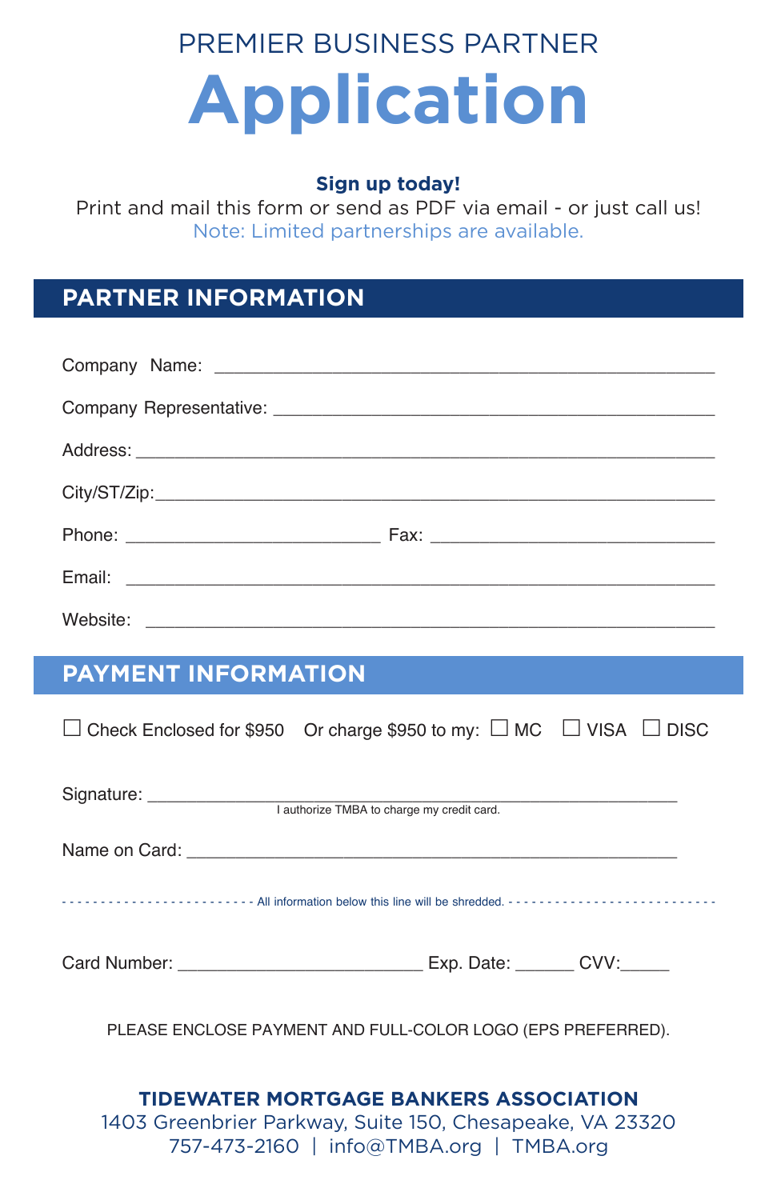PREMIER BUSINESS PARTNER

# Application

**Sign up today!**

Print and mail this form or send as PDF via email - or just call us!

Note: Limited partnerships are available.

## PARTNER INFORMATION

Company Name: ____________________________________________

Company Representative: ____________________________________________

Address: ____________________________________________

City/ST/Zip: ____________________________________________

Phone: ______________________ Fax: ______________________

Email: ____________________________________________

Website: ____________________________________________

## PAYMENT INFORMATION

☐ Check Enclosed for $950 Or charge $950 to my: ☐ MC ☐ VISA ☐ DISC

Signature: ____________________________________________

I authorize TMBA to charge my credit card.

Name on Card: ____________________________________________

- - - - - - - - - - - - All information below this line will be shredded. - - - - - - - - - - - -

Card Number: ______________________ Exp. Date: ______ CVV:_____

PLEASE ENCLOSE PAYMENT AND FULL-COLOR LOGO (EPS PREFERRED).

**TIDEWATER MORTGAGE BANKERS ASSOCIATION**

1403 Greenbrier Parkway, Suite 150, Chesapeake, VA 23320

757-473-2160 | info@TMBA.org | TMBA.org